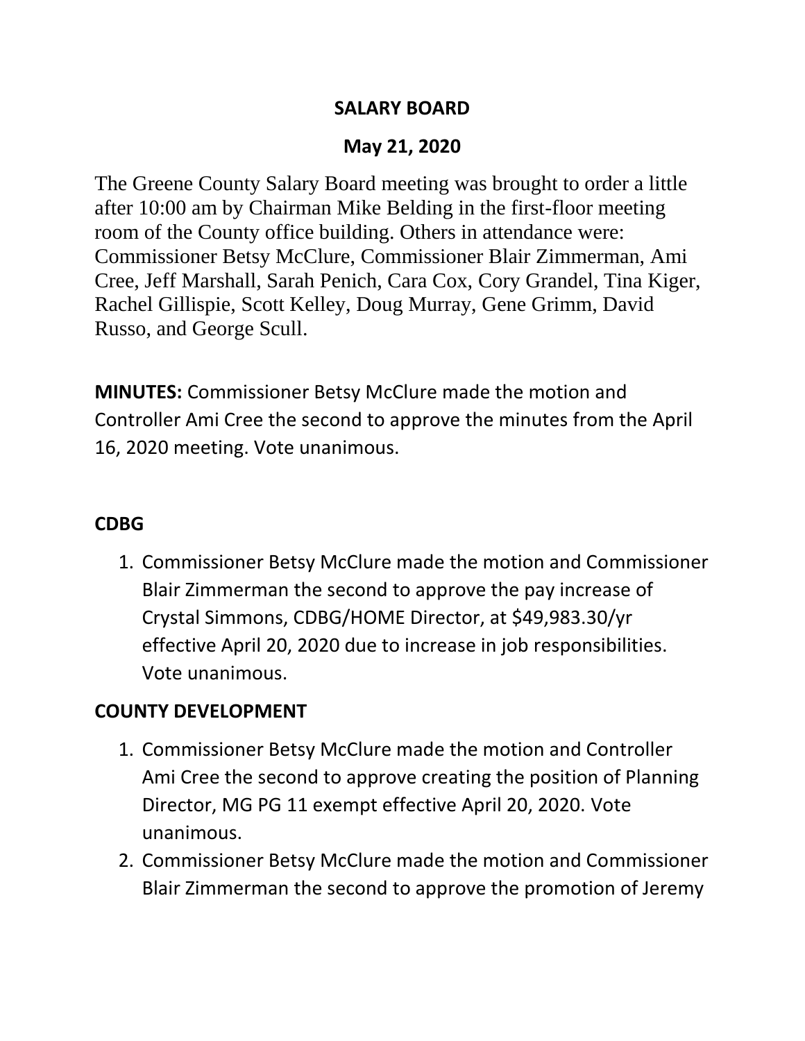# SALARY BOARD

## May 21, 2020

The Greene County Salary Board meeting was brought to order a little after 10:00 am by Chairman Mike Belding in the first-floor meeting room of the County office building. Others in attendance were: Commissioner Betsy McClure, Commissioner Blair Zimmerman, Ami Cree, Jeff Marshall, Sarah Penich, Cara Cox, Cory Grandel, Tina Kiger, Rachel Gillispie, Scott Kelley, Doug Murray, Gene Grimm, David Russo, and George Scull.

**MINUTES:** Commissioner Betsy McClure made the motion and Controller Ami Cree the second to approve the minutes from the April 16, 2020 meeting. Vote unanimous.

**CDBG**

1. Commissioner Betsy McClure made the motion and Commissioner Blair Zimmerman the second to approve the pay increase of Crystal Simmons, CDBG/HOME Director, at $49,983.30/yr effective April 20, 2020 due to increase in job responsibilities. Vote unanimous.

**COUNTY DEVELOPMENT**

1. Commissioner Betsy McClure made the motion and Controller Ami Cree the second to approve creating the position of Planning Director, MG PG 11 exempt effective April 20, 2020. Vote unanimous.
2. Commissioner Betsy McClure made the motion and Commissioner Blair Zimmerman the second to approve the promotion of Jeremy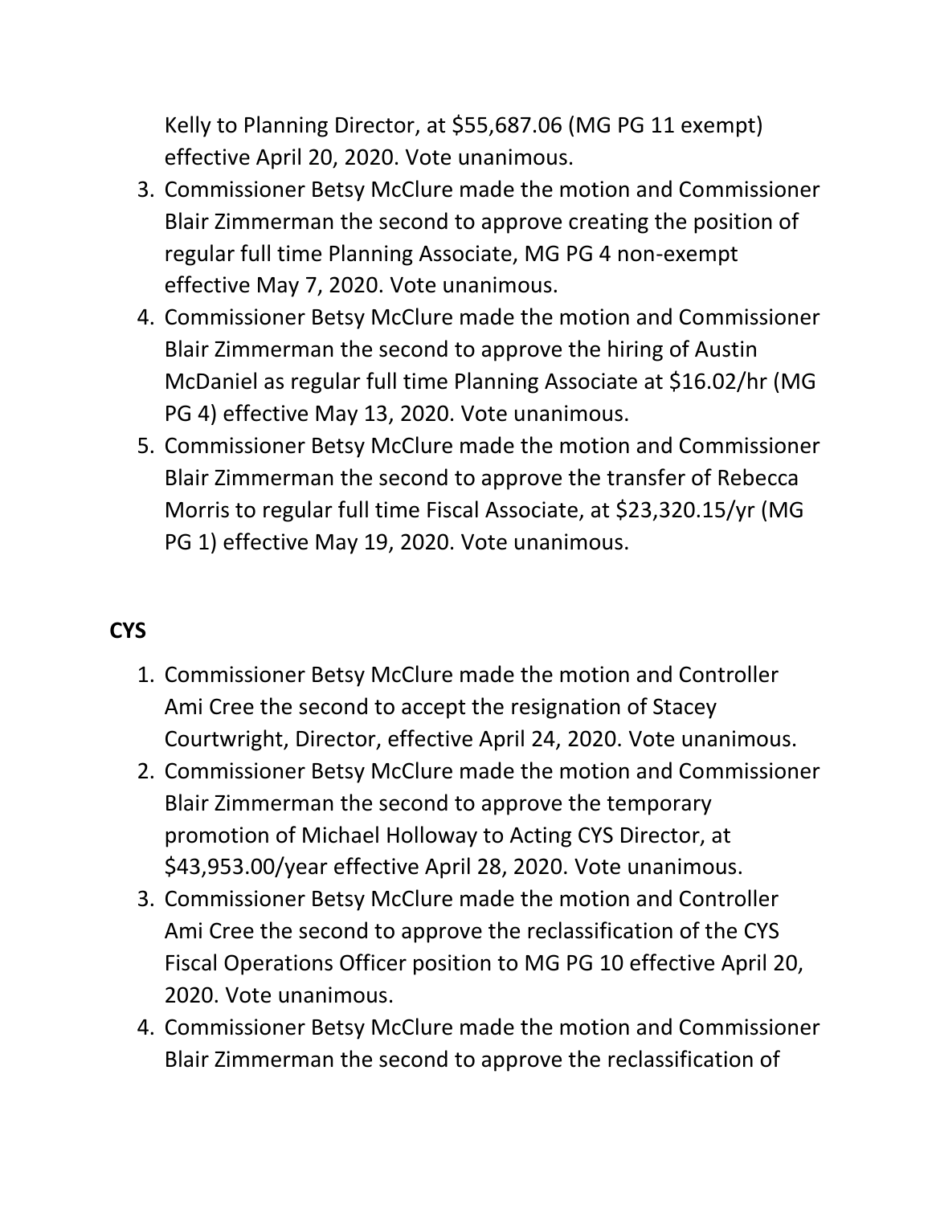Kelly to Planning Director, at $55,687.06 (MG PG 11 exempt) effective April 20, 2020. Vote unanimous.

3. Commissioner Betsy McClure made the motion and Commissioner Blair Zimmerman the second to approve creating the position of regular full time Planning Associate, MG PG 4 non-exempt effective May 7, 2020. Vote unanimous.
4. Commissioner Betsy McClure made the motion and Commissioner Blair Zimmerman the second to approve the hiring of Austin McDaniel as regular full time Planning Associate at $16.02/hr (MG PG 4) effective May 13, 2020. Vote unanimous.
5. Commissioner Betsy McClure made the motion and Commissioner Blair Zimmerman the second to approve the transfer of Rebecca Morris to regular full time Fiscal Associate, at $23,320.15/yr (MG PG 1) effective May 19, 2020. Vote unanimous.

**CYS**

1. Commissioner Betsy McClure made the motion and Controller Ami Cree the second to accept the resignation of Stacey Courtwright, Director, effective April 24, 2020. Vote unanimous.
2. Commissioner Betsy McClure made the motion and Commissioner Blair Zimmerman the second to approve the temporary promotion of Michael Holloway to Acting CYS Director, at $43,953.00/year effective April 28, 2020. Vote unanimous.
3. Commissioner Betsy McClure made the motion and Controller Ami Cree the second to approve the reclassification of the CYS Fiscal Operations Officer position to MG PG 10 effective April 20, 2020. Vote unanimous.
4. Commissioner Betsy McClure made the motion and Commissioner Blair Zimmerman the second to approve the reclassification of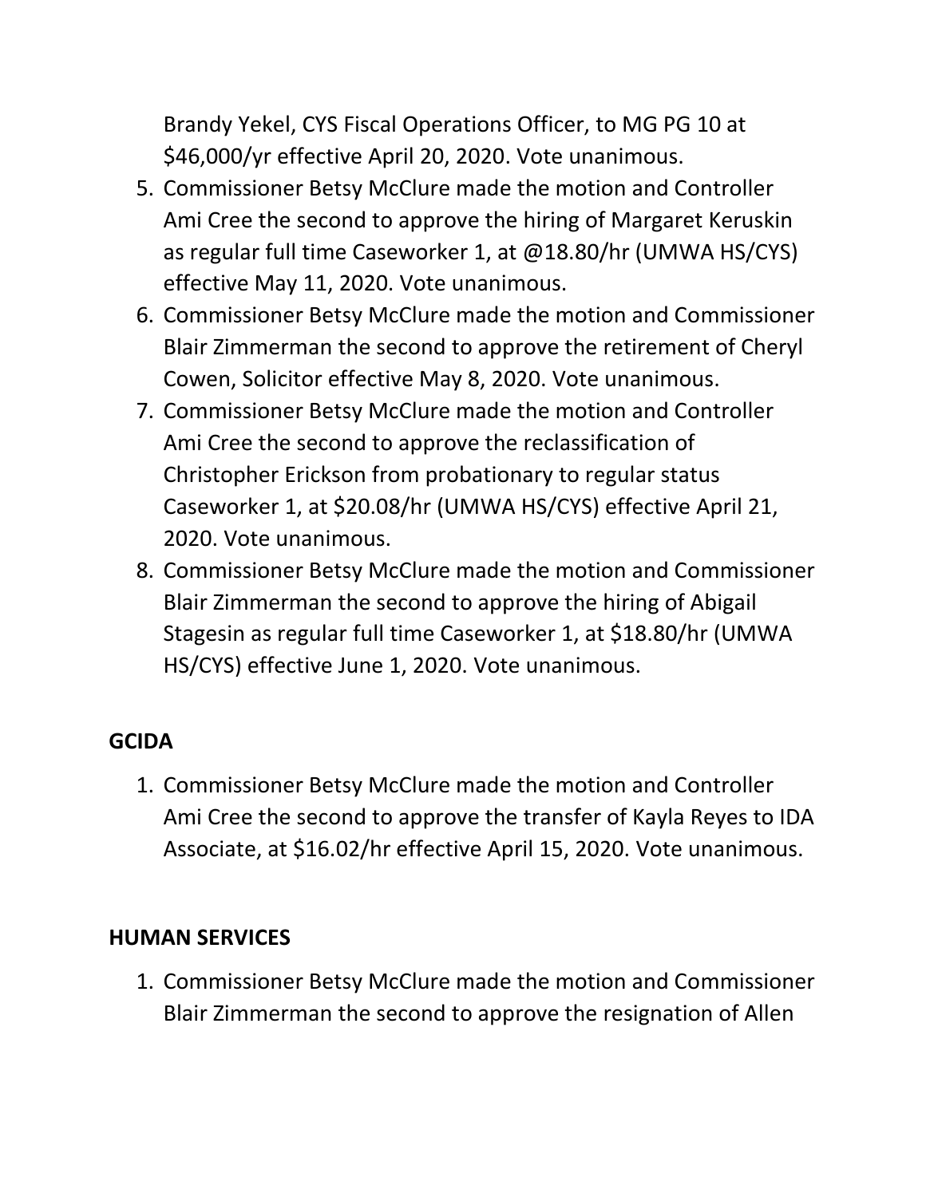Brandy Yekel, CYS Fiscal Operations Officer, to MG PG 10 at $46,000/yr effective April 20, 2020. Vote unanimous.

5. Commissioner Betsy McClure made the motion and Controller Ami Cree the second to approve the hiring of Margaret Keruskin as regular full time Caseworker 1, at @18.80/hr (UMWA HS/CYS) effective May 11, 2020. Vote unanimous.
6. Commissioner Betsy McClure made the motion and Commissioner Blair Zimmerman the second to approve the retirement of Cheryl Cowen, Solicitor effective May 8, 2020. Vote unanimous.
7. Commissioner Betsy McClure made the motion and Controller Ami Cree the second to approve the reclassification of Christopher Erickson from probationary to regular status Caseworker 1, at $20.08/hr (UMWA HS/CYS) effective April 21, 2020. Vote unanimous.
8. Commissioner Betsy McClure made the motion and Commissioner Blair Zimmerman the second to approve the hiring of Abigail Stagesin as regular full time Caseworker 1, at $18.80/hr (UMWA HS/CYS) effective June 1, 2020. Vote unanimous.

**GCIDA**

1. Commissioner Betsy McClure made the motion and Controller Ami Cree the second to approve the transfer of Kayla Reyes to IDA Associate, at $16.02/hr effective April 15, 2020. Vote unanimous.

**HUMAN SERVICES**

1. Commissioner Betsy McClure made the motion and Commissioner Blair Zimmerman the second to approve the resignation of Allen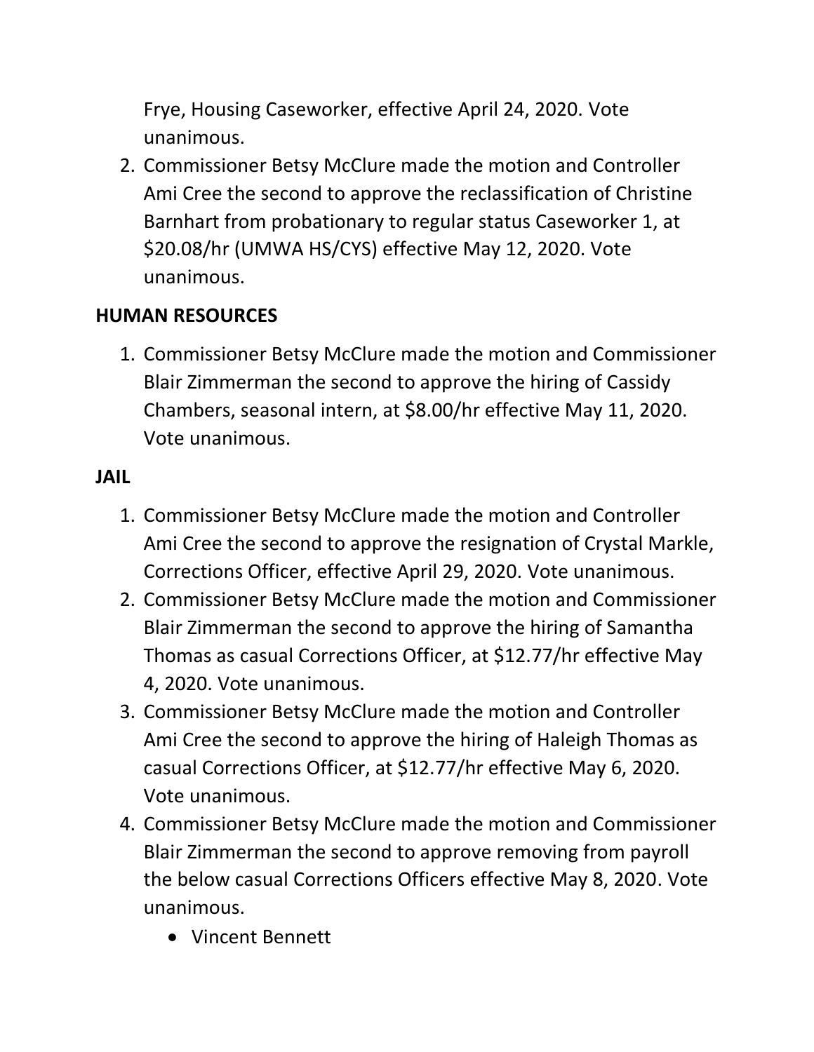Frye, Housing Caseworker, effective April 24, 2020. Vote unanimous.

2. Commissioner Betsy McClure made the motion and Controller Ami Cree the second to approve the reclassification of Christine Barnhart from probationary to regular status Caseworker 1, at $20.08/hr (UMWA HS/CYS) effective May 12, 2020. Vote unanimous.

**HUMAN RESOURCES**

1. Commissioner Betsy McClure made the motion and Commissioner Blair Zimmerman the second to approve the hiring of Cassidy Chambers, seasonal intern, at $8.00/hr effective May 11, 2020. Vote unanimous.

**JAIL**

1. Commissioner Betsy McClure made the motion and Controller Ami Cree the second to approve the resignation of Crystal Markle, Corrections Officer, effective April 29, 2020. Vote unanimous.
2. Commissioner Betsy McClure made the motion and Commissioner Blair Zimmerman the second to approve the hiring of Samantha Thomas as casual Corrections Officer, at $12.77/hr effective May 4, 2020. Vote unanimous.
3. Commissioner Betsy McClure made the motion and Controller Ami Cree the second to approve the hiring of Haleigh Thomas as casual Corrections Officer, at $12.77/hr effective May 6, 2020. Vote unanimous.
4. Commissioner Betsy McClure made the motion and Commissioner Blair Zimmerman the second to approve removing from payroll the below casual Corrections Officers effective May 8, 2020. Vote unanimous.
    - Vincent Bennett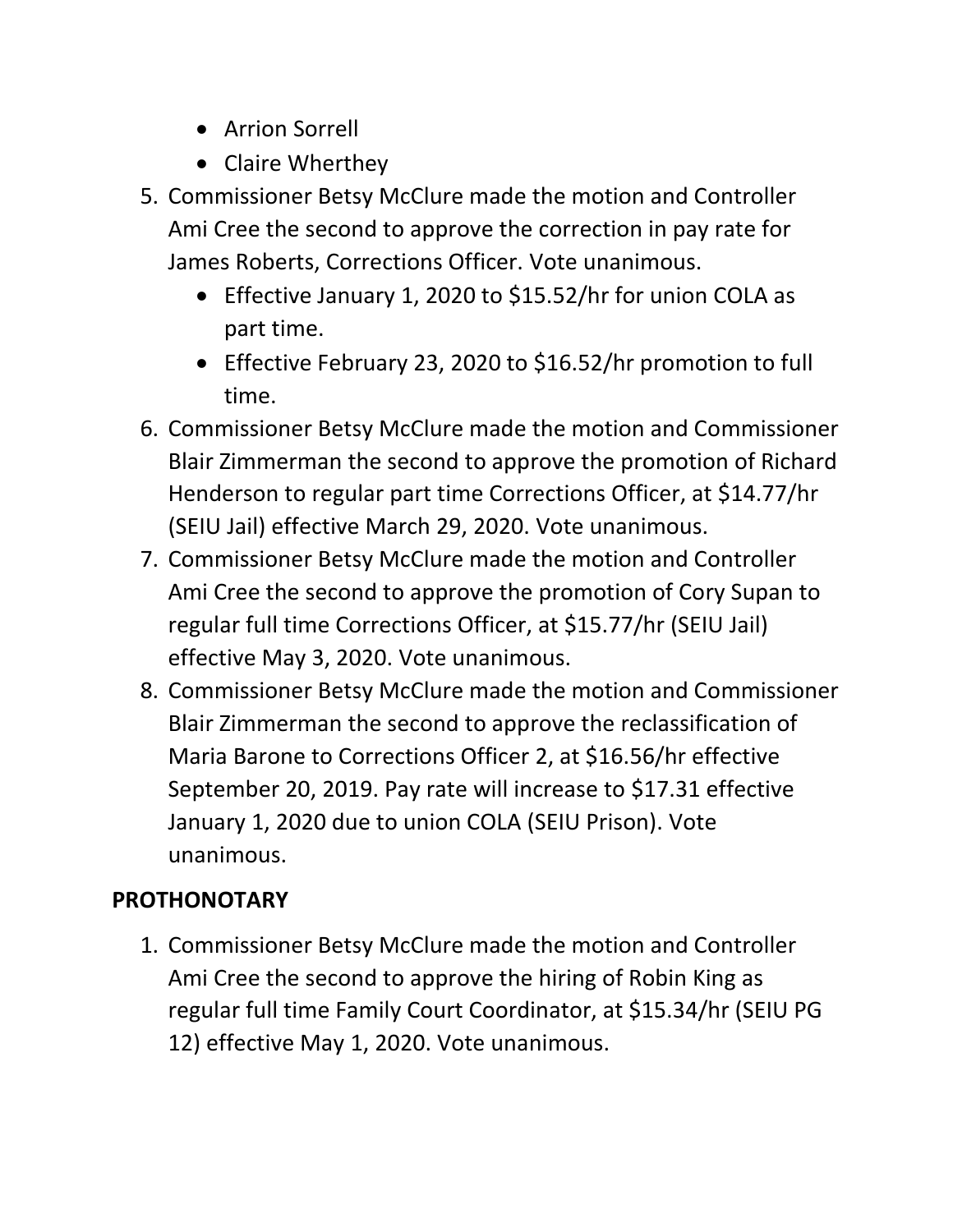- Arrion Sorrell
- Claire Wherthey

5. Commissioner Betsy McClure made the motion and Controller Ami Cree the second to approve the correction in pay rate for James Roberts, Corrections Officer. Vote unanimous.
   - Effective January 1, 2020 to $15.52/hr for union COLA as part time.
   - Effective February 23, 2020 to $16.52/hr promotion to full time.
6. Commissioner Betsy McClure made the motion and Commissioner Blair Zimmerman the second to approve the promotion of Richard Henderson to regular part time Corrections Officer, at $14.77/hr (SEIU Jail) effective March 29, 2020. Vote unanimous.
7. Commissioner Betsy McClure made the motion and Controller Ami Cree the second to approve the promotion of Cory Supan to regular full time Corrections Officer, at $15.77/hr (SEIU Jail) effective May 3, 2020. Vote unanimous.
8. Commissioner Betsy McClure made the motion and Commissioner Blair Zimmerman the second to approve the reclassification of Maria Barone to Corrections Officer 2, at $16.56/hr effective September 20, 2019. Pay rate will increase to $17.31 effective January 1, 2020 due to union COLA (SEIU Prison). Vote unanimous.

**PROTHONOTARY**

1. Commissioner Betsy McClure made the motion and Controller Ami Cree the second to approve the hiring of Robin King as regular full time Family Court Coordinator, at $15.34/hr (SEIU PG 12) effective May 1, 2020. Vote unanimous.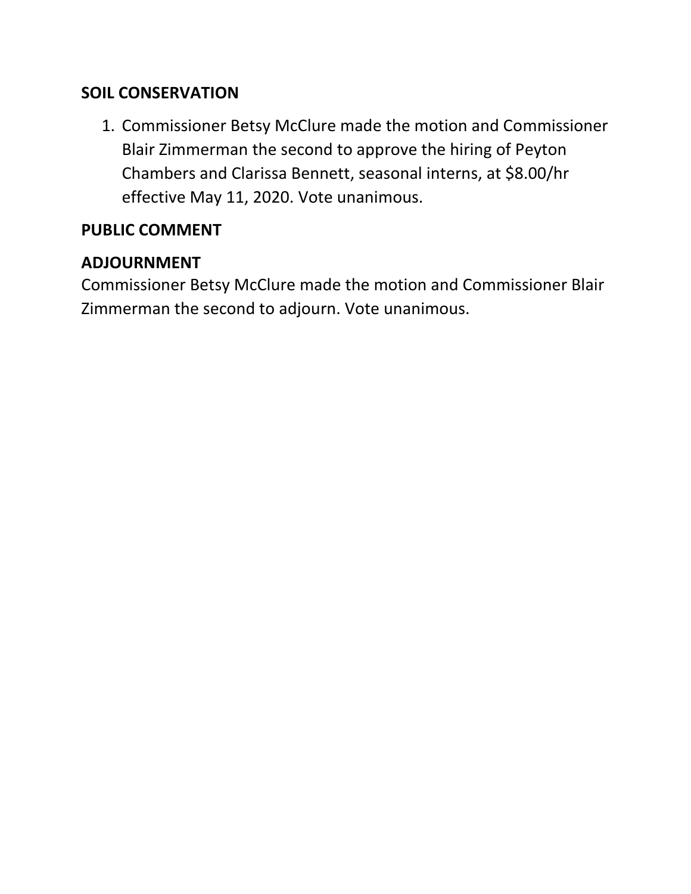**SOIL CONSERVATION**

1. Commissioner Betsy McClure made the motion and Commissioner Blair Zimmerman the second to approve the hiring of Peyton Chambers and Clarissa Bennett, seasonal interns, at $8.00/hr effective May 11, 2020. Vote unanimous.

**PUBLIC COMMENT**

**ADJOURNMENT**

Commissioner Betsy McClure made the motion and Commissioner Blair Zimmerman the second to adjourn. Vote unanimous.